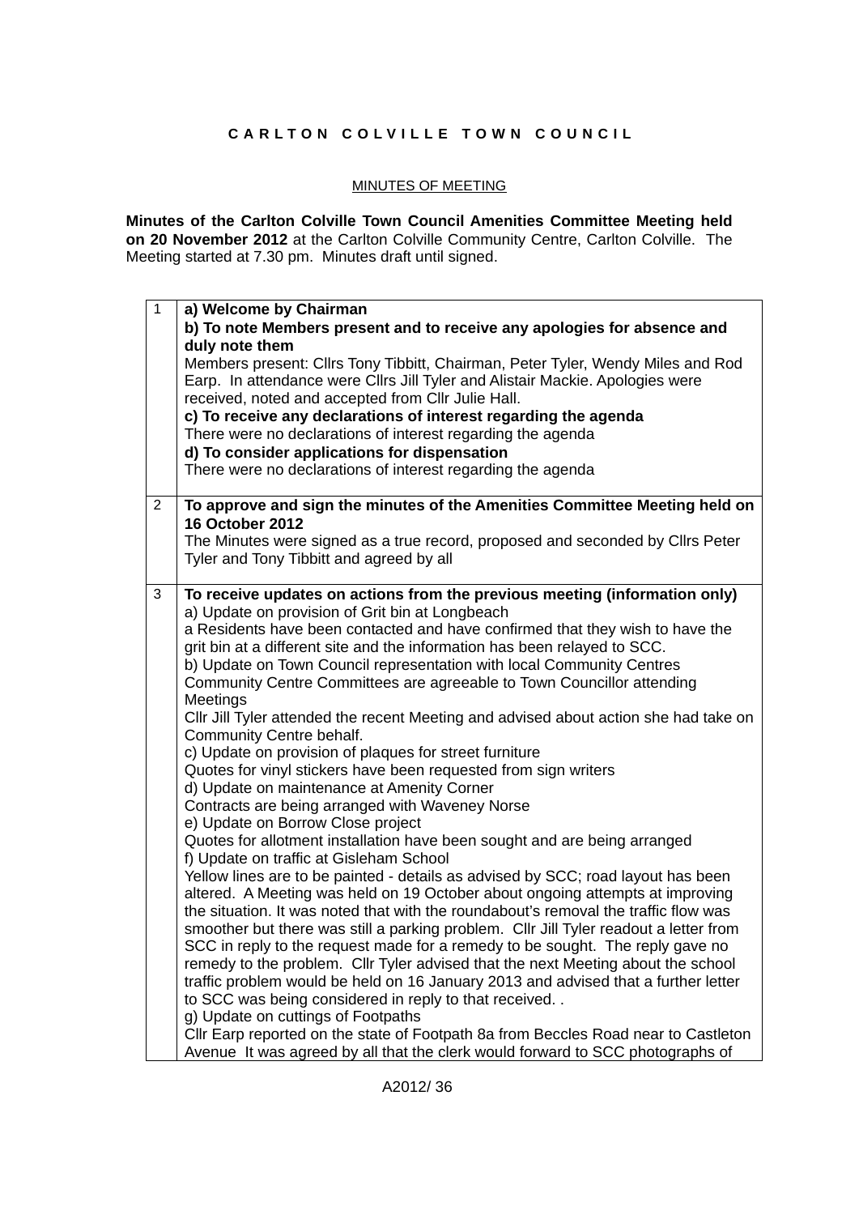**C A R L T O N   C O L V I L L E   T O W N   C O U N C I L**

MINUTES OF MEETING

**Minutes of the Carlton Colville Town Council Amenities Committee Meeting held on 20 November 2012** at the Carlton Colville Community Centre, Carlton Colville. The Meeting started at 7.30 pm. Minutes draft until signed.

| | |
|---|---|
| 1 | **a) Welcome by Chairman**<br>**b) To note Members present and to receive any apologies for absence and duly note them**<br>Members present: Cllrs Tony Tibbitt, Chairman, Peter Tyler, Wendy Miles and Rod Earp. In attendance were Cllrs Jill Tyler and Alistair Mackie. Apologies were received, noted and accepted from Cllr Julie Hall.<br>**c) To receive any declarations of interest regarding the agenda**<br>There were no declarations of interest regarding the agenda<br>**d) To consider applications for dispensation**<br>There were no declarations of interest regarding the agenda |
| 2 | **To approve and sign the minutes of the Amenities Committee Meeting held on 16 October 2012**<br>The Minutes were signed as a true record, proposed and seconded by Cllrs Peter Tyler and Tony Tibbitt and agreed by all |
| 3 | **To receive updates on actions from the previous meeting (information only)**<br>a) Update on provision of Grit bin at Longbeach<br>a Residents have been contacted and have confirmed that they wish to have the grit bin at a different site and the information has been relayed to SCC.<br>b) Update on Town Council representation with local Community Centres<br>Community Centre Committees are agreeable to Town Councillor attending Meetings<br>Cllr Jill Tyler attended the recent Meeting and advised about action she had take on Community Centre behalf.<br>c) Update on provision of plaques for street furniture<br>Quotes for vinyl stickers have been requested from sign writers<br>d) Update on maintenance at Amenity Corner<br>Contracts are being arranged with Waveney Norse<br>e) Update on Borrow Close project<br>Quotes for allotment installation have been sought and are being arranged<br>f) Update on traffic at Gisleham School<br>Yellow lines are to be painted - details as advised by SCC; road layout has been altered. A Meeting was held on 19 October about ongoing attempts at improving the situation. It was noted that with the roundabout's removal the traffic flow was smoother but there was still a parking problem. Cllr Jill Tyler readout a letter from SCC in reply to the request made for a remedy to be sought. The reply gave no remedy to the problem. Cllr Tyler advised that the next Meeting about the school traffic problem would be held on 16 January 2013 and advised that a further letter to SCC was being considered in reply to that received. .<br>g) Update on cuttings of Footpaths<br>Cllr Earp reported on the state of Footpath 8a from Beccles Road near to Castleton Avenue It was agreed by all that the clerk would forward to SCC photographs of |

A2012/ 36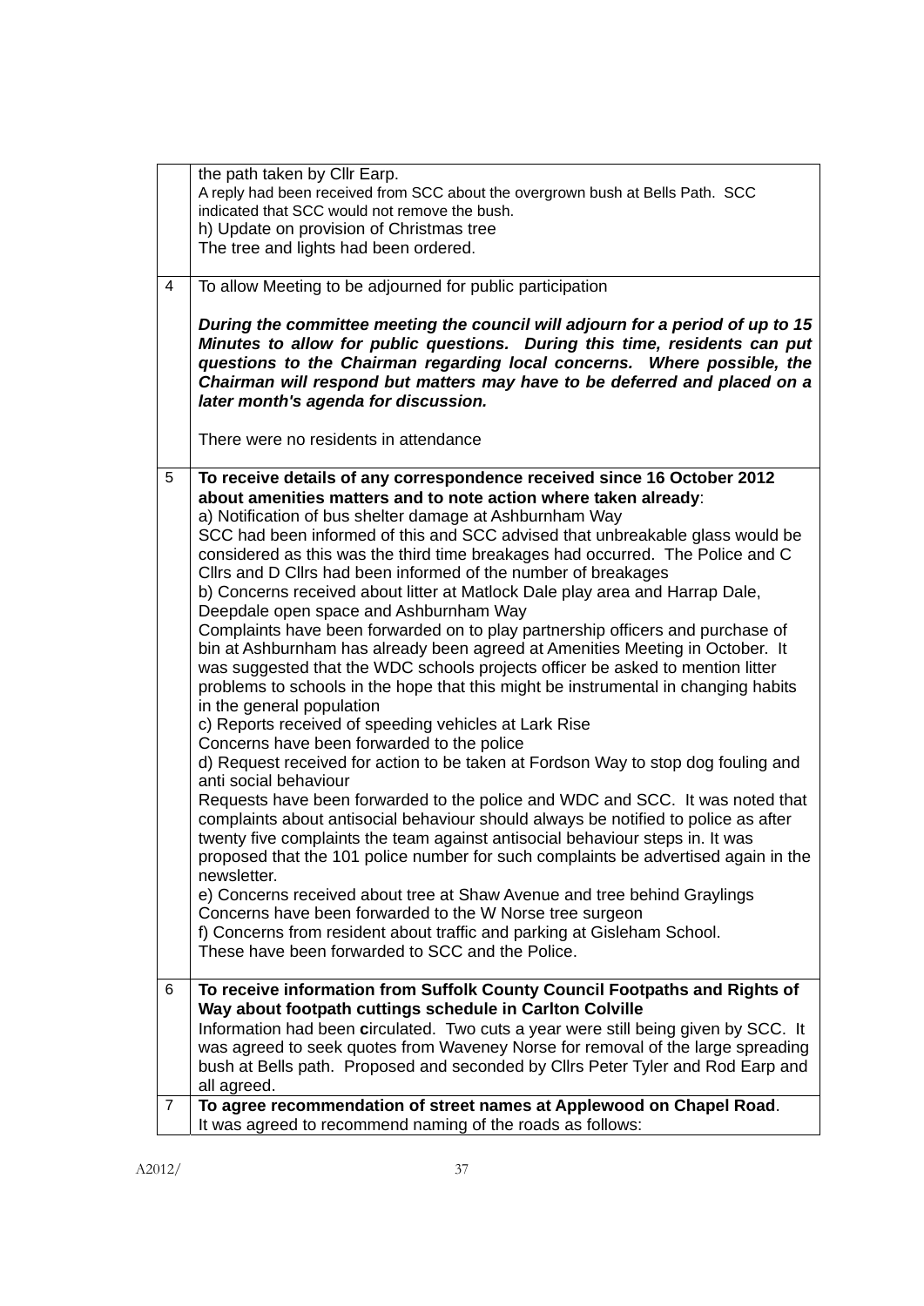| | |
|---|---|
| | the path taken by Cllr Earp.<br>A reply had been received from SCC about the overgrown bush at Bells Path. SCC indicated that SCC would not remove the bush.<br>h) Update on provision of Christmas tree<br>The tree and lights had been ordered. |
| 4 | To allow Meeting to be adjourned for public participation<br><br>***During the committee meeting the council will adjourn for a period of up to 15 Minutes to allow for public questions. During this time, residents can put questions to the Chairman regarding local concerns. Where possible, the Chairman will respond but matters may have to be deferred and placed on a later month's agenda for discussion.***<br><br>There were no residents in attendance |
| 5 | **To receive details of any correspondence received since 16 October 2012 about amenities matters and to note action where taken already**:<br>a) Notification of bus shelter damage at Ashburnham Way<br>SCC had been informed of this and SCC advised that unbreakable glass would be considered as this was the third time breakages had occurred. The Police and C Cllrs and D Cllrs had been informed of the number of breakages<br>b) Concerns received about litter at Matlock Dale play area and Harrap Dale, Deepdale open space and Ashburnham Way<br>Complaints have been forwarded on to play partnership officers and purchase of bin at Ashburnham has already been agreed at Amenities Meeting in October. It was suggested that the WDC schools projects officer be asked to mention litter problems to schools in the hope that this might be instrumental in changing habits in the general population<br>c) Reports received of speeding vehicles at Lark Rise<br>Concerns have been forwarded to the police<br>d) Request received for action to be taken at Fordson Way to stop dog fouling and anti social behaviour<br>Requests have been forwarded to the police and WDC and SCC. It was noted that complaints about antisocial behaviour should always be notified to police as after twenty five complaints the team against antisocial behaviour steps in. It was proposed that the 101 police number for such complaints be advertised again in the newsletter.<br>e) Concerns received about tree at Shaw Avenue and tree behind Graylings<br>Concerns have been forwarded to the W Norse tree surgeon<br>f) Concerns from resident about traffic and parking at Gisleham School.<br>These have been forwarded to SCC and the Police. |
| 6 | **To receive information from Suffolk County Council Footpaths and Rights of Way about footpath cuttings schedule in Carlton Colville**<br>Information had been **c**irculated. Two cuts a year were still being given by SCC. It was agreed to seek quotes from Waveney Norse for removal of the large spreading bush at Bells path. Proposed and seconded by Cllrs Peter Tyler and Rod Earp and all agreed. |
| 7 | **To agree recommendation of street names at Applewood on Chapel Road**.<br>It was agreed to recommend naming of the roads as follows: |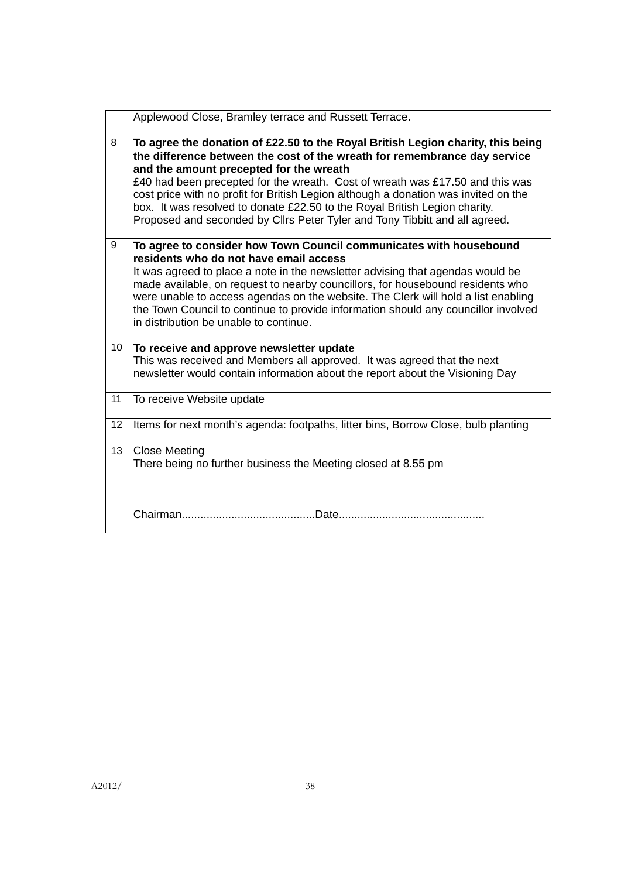| | |
|---|---|
| | Applewood Close, Bramley terrace and Russett Terrace. |
| 8 | **To agree the donation of £22.50 to the Royal British Legion charity, this being the difference between the cost of the wreath for remembrance day service and the amount precepted for the wreath** £40 had been precepted for the wreath. Cost of wreath was £17.50 and this was cost price with no profit for British Legion although a donation was invited on the box. It was resolved to donate £22.50 to the Royal British Legion charity. Proposed and seconded by Cllrs Peter Tyler and Tony Tibbitt and all agreed. |
| 9 | **To agree to consider how Town Council communicates with housebound residents who do not have email access** It was agreed to place a note in the newsletter advising that agendas would be made available, on request to nearby councillors, for housebound residents who were unable to access agendas on the website. The Clerk will hold a list enabling the Town Council to continue to provide information should any councillor involved in distribution be unable to continue. |
| 10 | **To receive and approve newsletter update** This was received and Members all approved. It was agreed that the next newsletter would contain information about the report about the Visioning Day |
| 11 | To receive Website update |
| 12 | Items for next month's agenda: footpaths, litter bins, Borrow Close, bulb planting |
| 13 | Close Meeting There being no further business the Meeting closed at 8.55 pm<br><br>Chairman.........................................Date............................................. |

A2012/